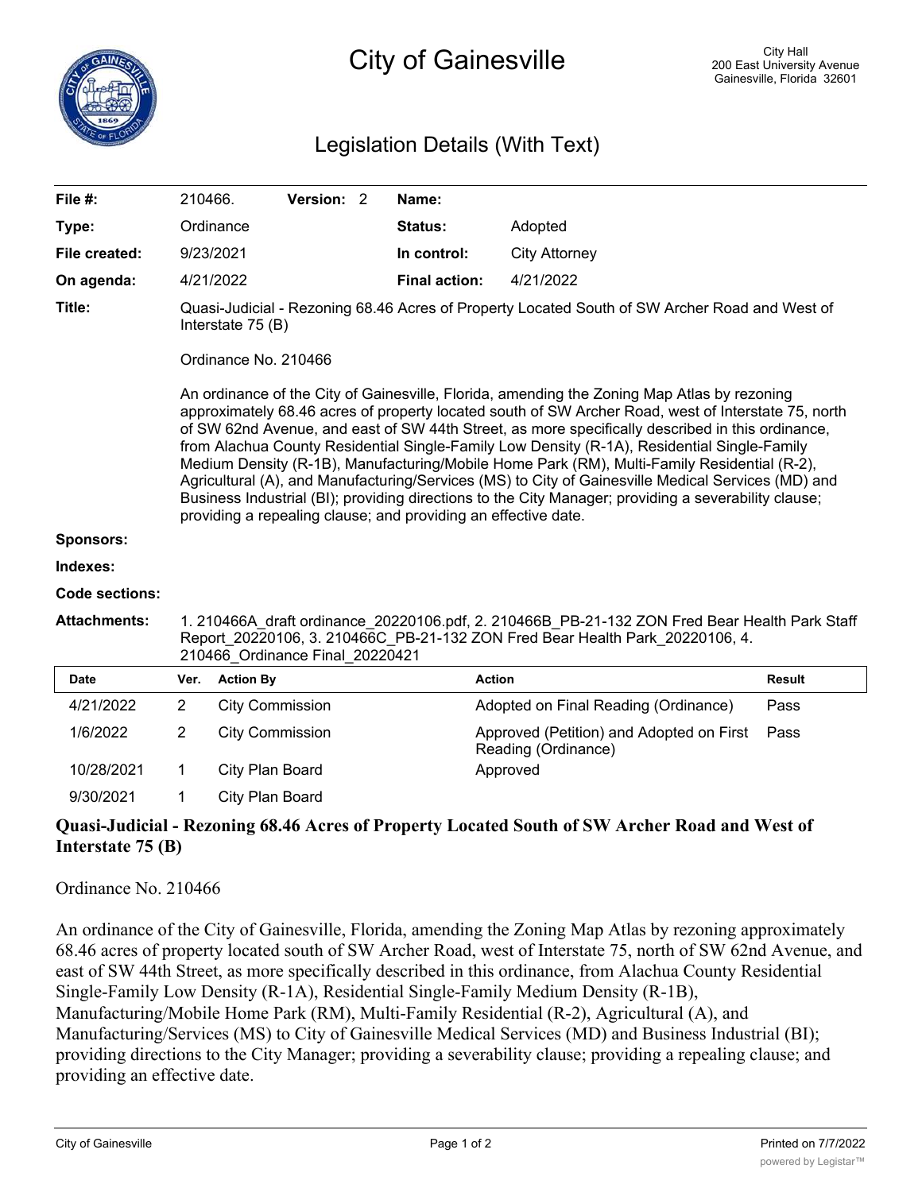# City of Gainesville

City Hall
200 East University Avenue
Gainesville, Florida 32601

## Legislation Details (With Text)

| | | | |
|---|---|---|---|
| **File #:** | 210466. **Version:** 2 | **Name:** | |
| **Type:** | Ordinance | **Status:** | Adopted |
| **File created:** | 9/23/2021 | **In control:** | City Attorney |
| **On agenda:** | 4/21/2022 | **Final action:** | 4/21/2022 |

**Title:** Quasi-Judicial - Rezoning 68.46 Acres of Property Located South of SW Archer Road and West of Interstate 75 (B)

Ordinance No. 210466

An ordinance of the City of Gainesville, Florida, amending the Zoning Map Atlas by rezoning approximately 68.46 acres of property located south of SW Archer Road, west of Interstate 75, north of SW 62nd Avenue, and east of SW 44th Street, as more specifically described in this ordinance, from Alachua County Residential Single-Family Low Density (R-1A), Residential Single-Family Medium Density (R-1B), Manufacturing/Mobile Home Park (RM), Multi-Family Residential (R-2), Agricultural (A), and Manufacturing/Services (MS) to City of Gainesville Medical Services (MD) and Business Industrial (BI); providing directions to the City Manager; providing a severability clause; providing a repealing clause; and providing an effective date.

**Sponsors:**

**Indexes:**

**Code sections:**

**Attachments:** 1. 210466A_draft ordinance_20220106.pdf, 2. 210466B_PB-21-132 ZON Fred Bear Health Park Staff Report_20220106, 3. 210466C_PB-21-132 ZON Fred Bear Health Park_20220106, 4. 210466_Ordinance Final_20220421

| Date | Ver. | Action By | Action | Result |
|---|---|---|---|---|
| 4/21/2022 | 2 | City Commission | Adopted on Final Reading (Ordinance) | Pass |
| 1/6/2022 | 2 | City Commission | Approved (Petition) and Adopted on First Reading (Ordinance) | Pass |
| 10/28/2021 | 1 | City Plan Board | Approved | |
| 9/30/2021 | 1 | City Plan Board | | |

**Quasi-Judicial - Rezoning 68.46 Acres of Property Located South of SW Archer Road and West of Interstate 75 (B)**

Ordinance No. 210466

An ordinance of the City of Gainesville, Florida, amending the Zoning Map Atlas by rezoning approximately 68.46 acres of property located south of SW Archer Road, west of Interstate 75, north of SW 62nd Avenue, and east of SW 44th Street, as more specifically described in this ordinance, from Alachua County Residential Single-Family Low Density (R-1A), Residential Single-Family Medium Density (R-1B), Manufacturing/Mobile Home Park (RM), Multi-Family Residential (R-2), Agricultural (A), and Manufacturing/Services (MS) to City of Gainesville Medical Services (MD) and Business Industrial (BI); providing directions to the City Manager; providing a severability clause; providing a repealing clause; and providing an effective date.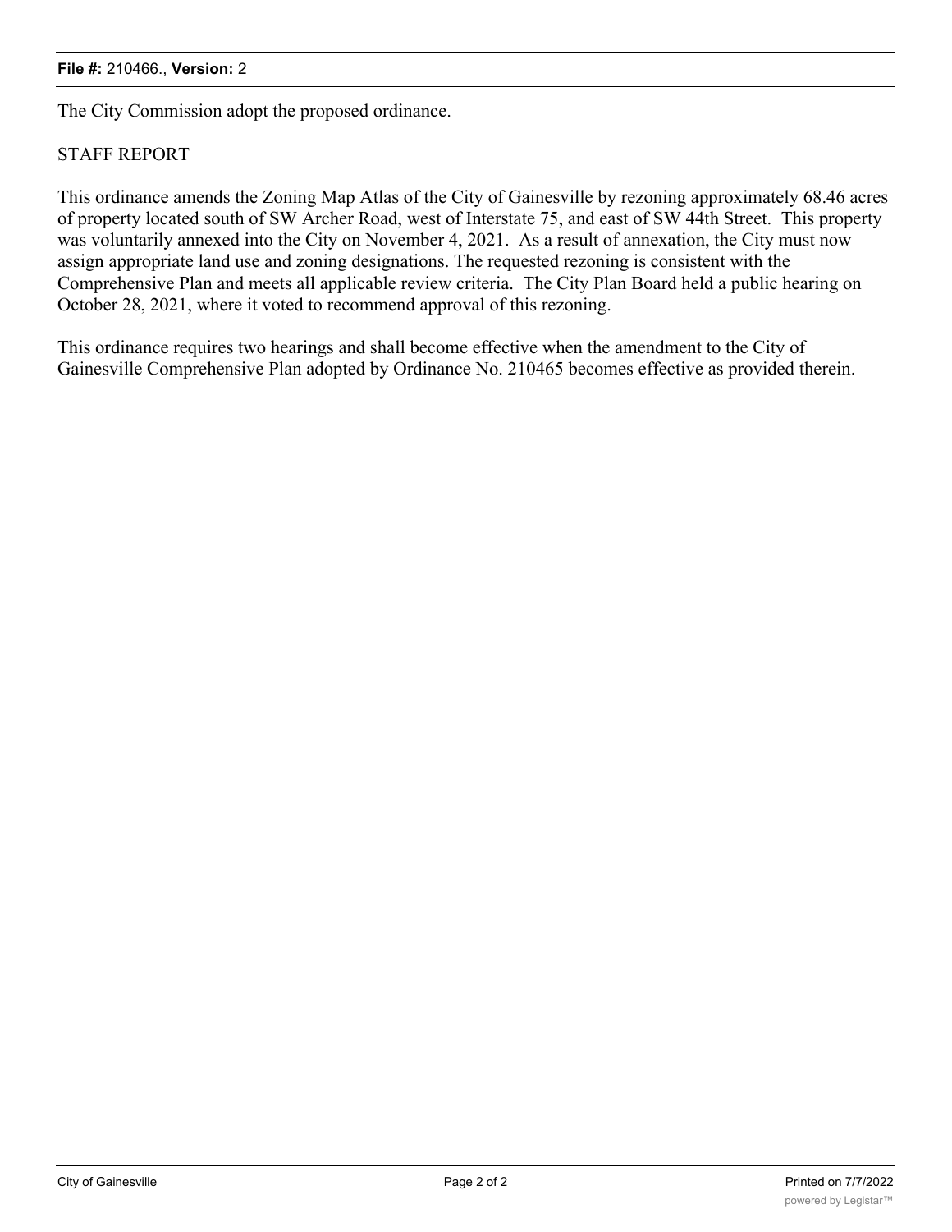The City Commission adopt the proposed ordinance.

STAFF REPORT

This ordinance amends the Zoning Map Atlas of the City of Gainesville by rezoning approximately 68.46 acres of property located south of SW Archer Road, west of Interstate 75, and east of SW 44th Street. This property was voluntarily annexed into the City on November 4, 2021. As a result of annexation, the City must now assign appropriate land use and zoning designations. The requested rezoning is consistent with the Comprehensive Plan and meets all applicable review criteria. The City Plan Board held a public hearing on October 28, 2021, where it voted to recommend approval of this rezoning.

This ordinance requires two hearings and shall become effective when the amendment to the City of Gainesville Comprehensive Plan adopted by Ordinance No. 210465 becomes effective as provided therein.